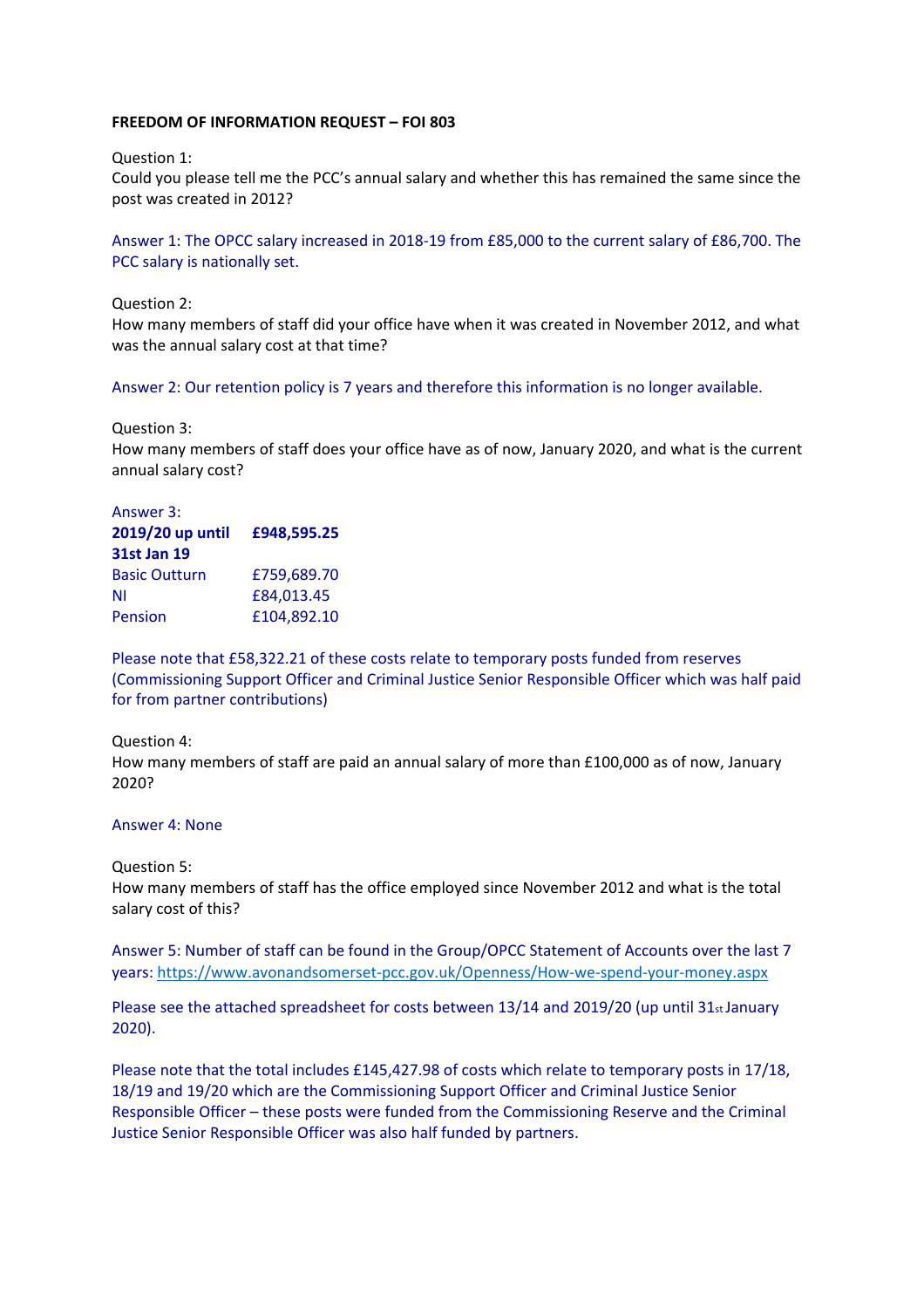**FREEDOM OF INFORMATION REQUEST – FOI 803**

Question 1:
Could you please tell me the PCC's annual salary and whether this has remained the same since the post was created in 2012?

Answer 1: The OPCC salary increased in 2018-19 from £85,000 to the current salary of £86,700. The PCC salary is nationally set.

Question 2:
How many members of staff did your office have when it was created in November 2012, and what was the annual salary cost at that time?

Answer 2: Our retention policy is 7 years and therefore this information is no longer available.

Question 3:
How many members of staff does your office have as of now, January 2020, and what is the current annual salary cost?

Answer 3:

| **2019/20 up until 31st Jan 19** | **£948,595.25** |
|---|---|
| Basic Outturn | £759,689.70 |
| NI | £84,013.45 |
| Pension | £104,892.10 |

Please note that £58,322.21 of these costs relate to temporary posts funded from reserves (Commissioning Support Officer and Criminal Justice Senior Responsible Officer which was half paid for from partner contributions)

Question 4:
How many members of staff are paid an annual salary of more than £100,000 as of now, January 2020?

Answer 4: None

Question 5:
How many members of staff has the office employed since November 2012 and what is the total salary cost of this?

Answer 5: Number of staff can be found in the Group/OPCC Statement of Accounts over the last 7 years: https://www.avonandsomerset-pcc.gov.uk/Openness/How-we-spend-your-money.aspx

Please see the attached spreadsheet for costs between 13/14 and 2019/20 (up until 31st January 2020).

Please note that the total includes £145,427.98 of costs which relate to temporary posts in 17/18, 18/19 and 19/20 which are the Commissioning Support Officer and Criminal Justice Senior Responsible Officer – these posts were funded from the Commissioning Reserve and the Criminal Justice Senior Responsible Officer was also half funded by partners.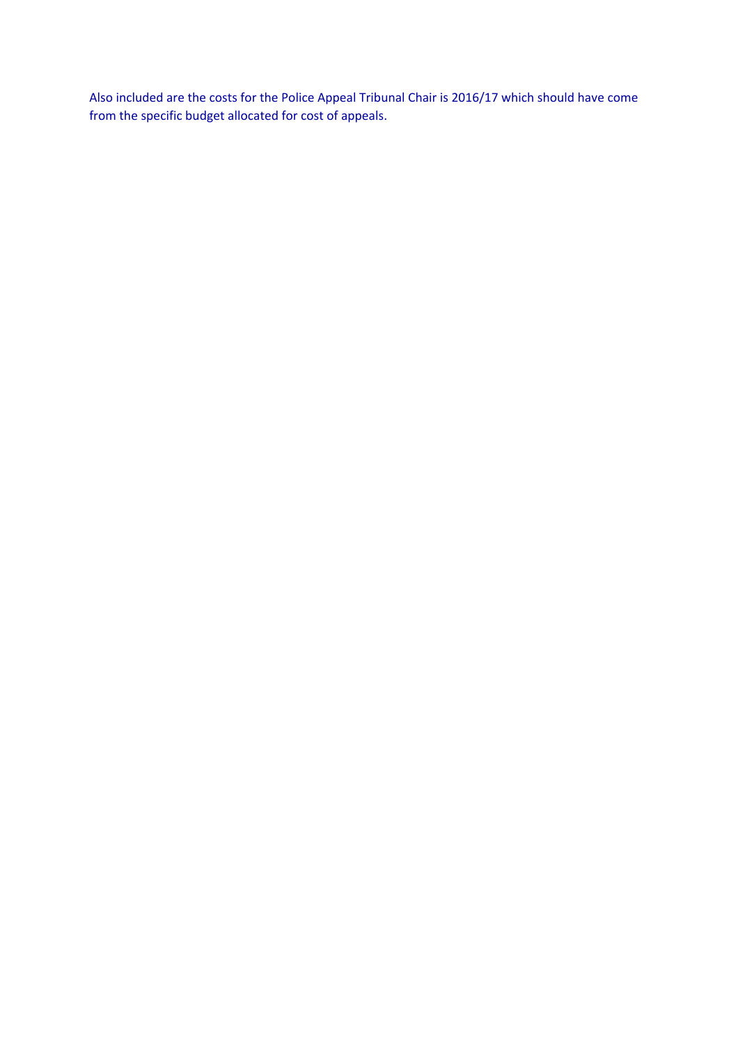Also included are the costs for the Police Appeal Tribunal Chair is 2016/17 which should have come from the specific budget allocated for cost of appeals.